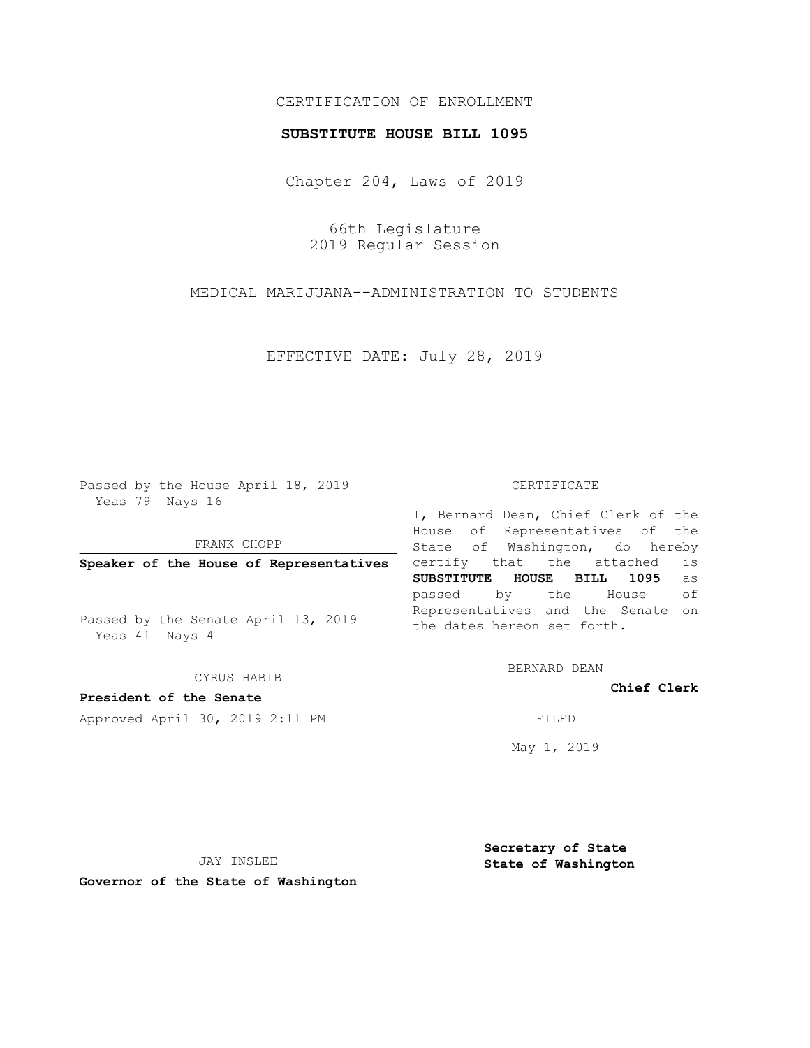CERTIFICATION OF ENROLLMENT

**SUBSTITUTE HOUSE BILL 1095**

Chapter 204, Laws of 2019

66th Legislature
2019 Regular Session

MEDICAL MARIJUANA--ADMINISTRATION TO STUDENTS

EFFECTIVE DATE: July 28, 2019

Passed by the House April 18, 2019
Yeas 79 Nays 16

FRANK CHOPP

**Speaker of the House of Representatives**

Passed by the Senate April 13, 2019
Yeas 41 Nays 4

CYRUS HABIB

**President of the Senate**

Approved April 30, 2019 2:11 PM

JAY INSLEE

**Governor of the State of Washington**

CERTIFICATE

I, Bernard Dean, Chief Clerk of the House of Representatives of the State of Washington, do hereby certify that the attached is **SUBSTITUTE HOUSE BILL 1095** as passed by the House of Representatives and the Senate on the dates hereon set forth.

BERNARD DEAN

**Chief Clerk**

FILED

May 1, 2019

**Secretary of State**
**State of Washington**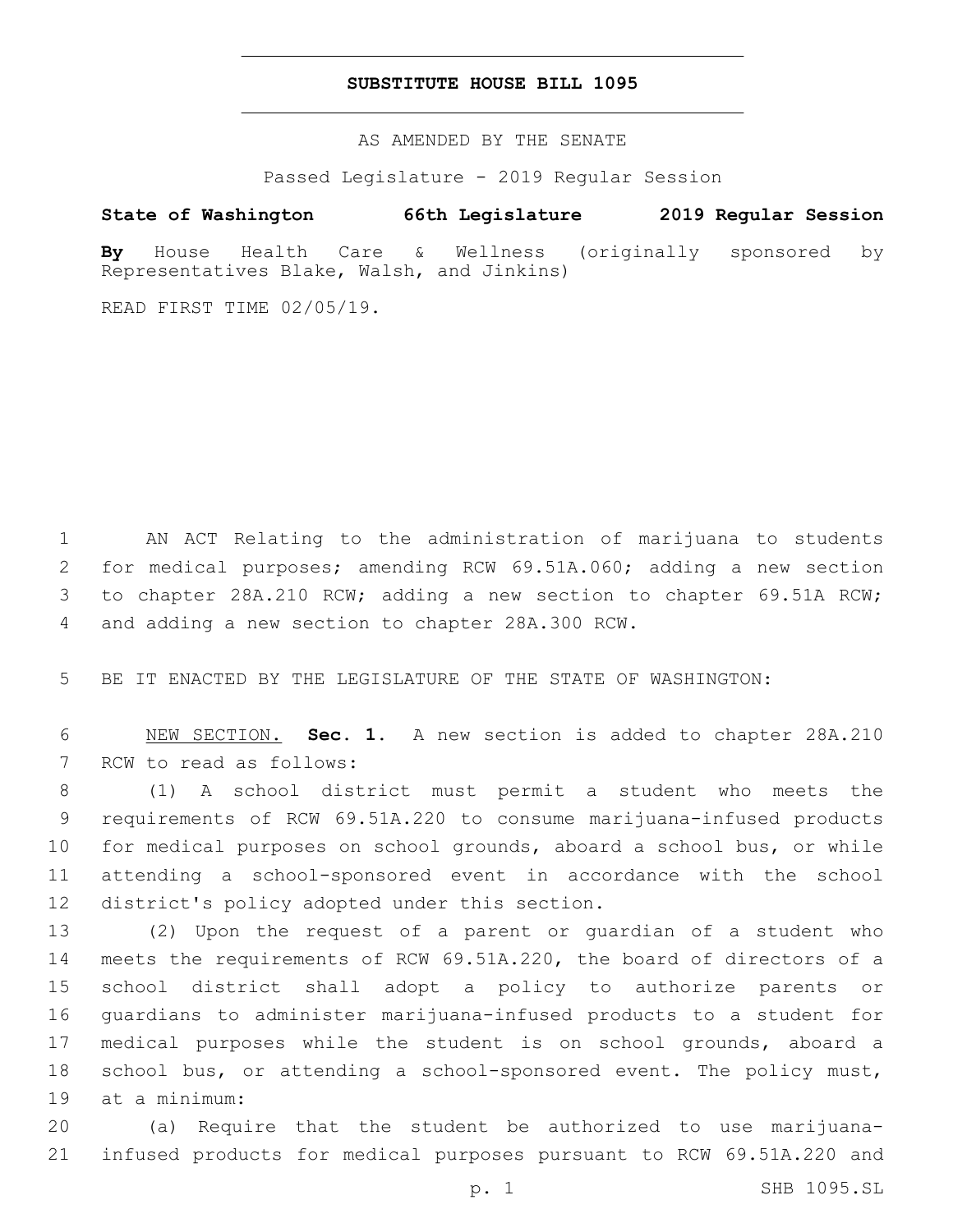# SUBSTITUTE HOUSE BILL 1095

AS AMENDED BY THE SENATE

Passed Legislature - 2019 Regular Session

**State of Washington 66th Legislature 2019 Regular Session**

**By** House Health Care & Wellness (originally sponsored by Representatives Blake, Walsh, and Jinkins)

READ FIRST TIME 02/05/19.

AN ACT Relating to the administration of marijuana to students for medical purposes; amending RCW 69.51A.060; adding a new section to chapter 28A.210 RCW; adding a new section to chapter 69.51A RCW; and adding a new section to chapter 28A.300 RCW.

BE IT ENACTED BY THE LEGISLATURE OF THE STATE OF WASHINGTON:

NEW SECTION. **Sec. 1.** A new section is added to chapter 28A.210 RCW to read as follows:

(1) A school district must permit a student who meets the requirements of RCW 69.51A.220 to consume marijuana-infused products for medical purposes on school grounds, aboard a school bus, or while attending a school-sponsored event in accordance with the school district's policy adopted under this section.

(2) Upon the request of a parent or guardian of a student who meets the requirements of RCW 69.51A.220, the board of directors of a school district shall adopt a policy to authorize parents or guardians to administer marijuana-infused products to a student for medical purposes while the student is on school grounds, aboard a school bus, or attending a school-sponsored event. The policy must, at a minimum:

(a) Require that the student be authorized to use marijuana-infused products for medical purposes pursuant to RCW 69.51A.220 and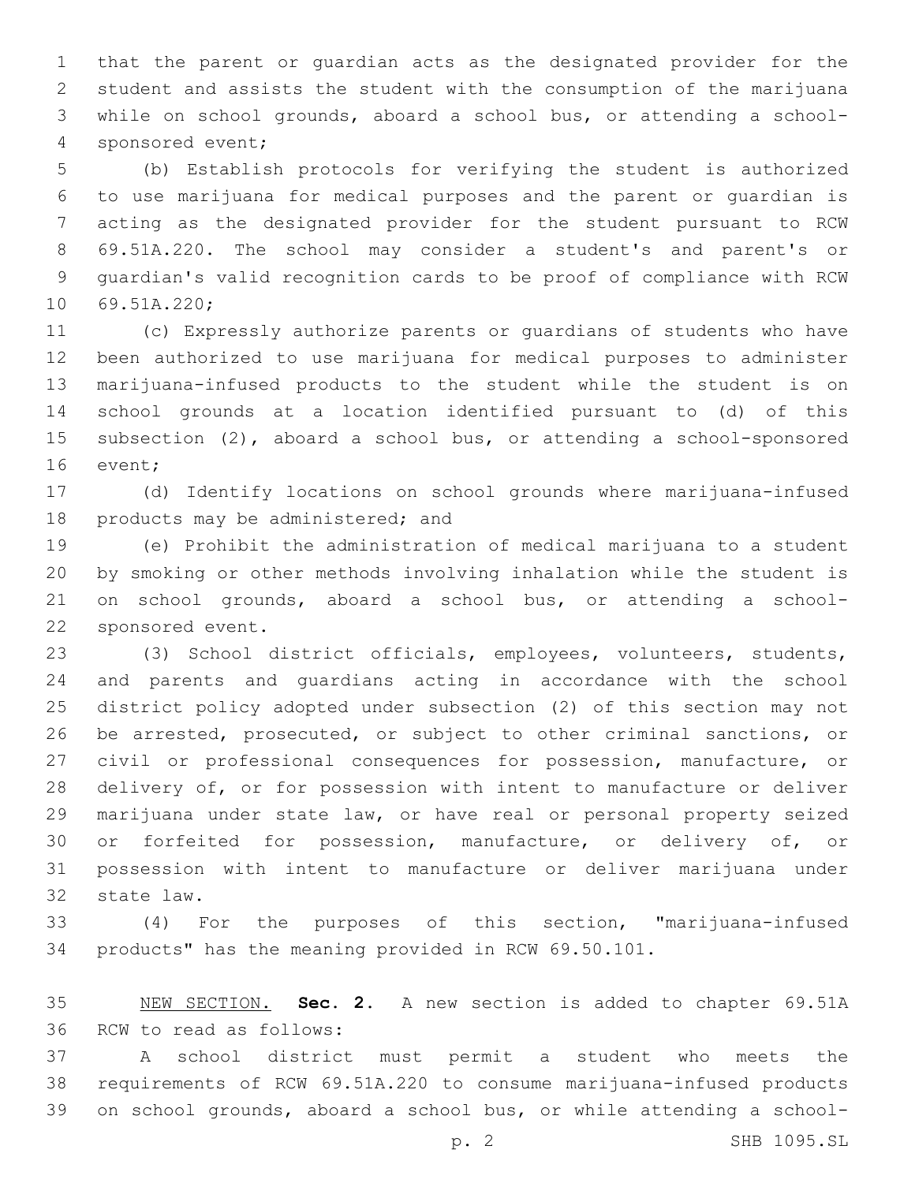that the parent or guardian acts as the designated provider for the student and assists the student with the consumption of the marijuana while on school grounds, aboard a school bus, or attending a school-sponsored event;

(b) Establish protocols for verifying the student is authorized to use marijuana for medical purposes and the parent or guardian is acting as the designated provider for the student pursuant to RCW 69.51A.220. The school may consider a student's and parent's or guardian's valid recognition cards to be proof of compliance with RCW 69.51A.220;

(c) Expressly authorize parents or guardians of students who have been authorized to use marijuana for medical purposes to administer marijuana-infused products to the student while the student is on school grounds at a location identified pursuant to (d) of this subsection (2), aboard a school bus, or attending a school-sponsored event;

(d) Identify locations on school grounds where marijuana-infused products may be administered; and

(e) Prohibit the administration of medical marijuana to a student by smoking or other methods involving inhalation while the student is on school grounds, aboard a school bus, or attending a school-sponsored event.

(3) School district officials, employees, volunteers, students, and parents and guardians acting in accordance with the school district policy adopted under subsection (2) of this section may not be arrested, prosecuted, or subject to other criminal sanctions, or civil or professional consequences for possession, manufacture, or delivery of, or for possession with intent to manufacture or deliver marijuana under state law, or have real or personal property seized or forfeited for possession, manufacture, or delivery of, or possession with intent to manufacture or deliver marijuana under state law.

(4) For the purposes of this section, "marijuana-infused products" has the meaning provided in RCW 69.50.101.

NEW SECTION. **Sec. 2.** A new section is added to chapter 69.51A RCW to read as follows:

A school district must permit a student who meets the requirements of RCW 69.51A.220 to consume marijuana-infused products on school grounds, aboard a school bus, or while attending a school-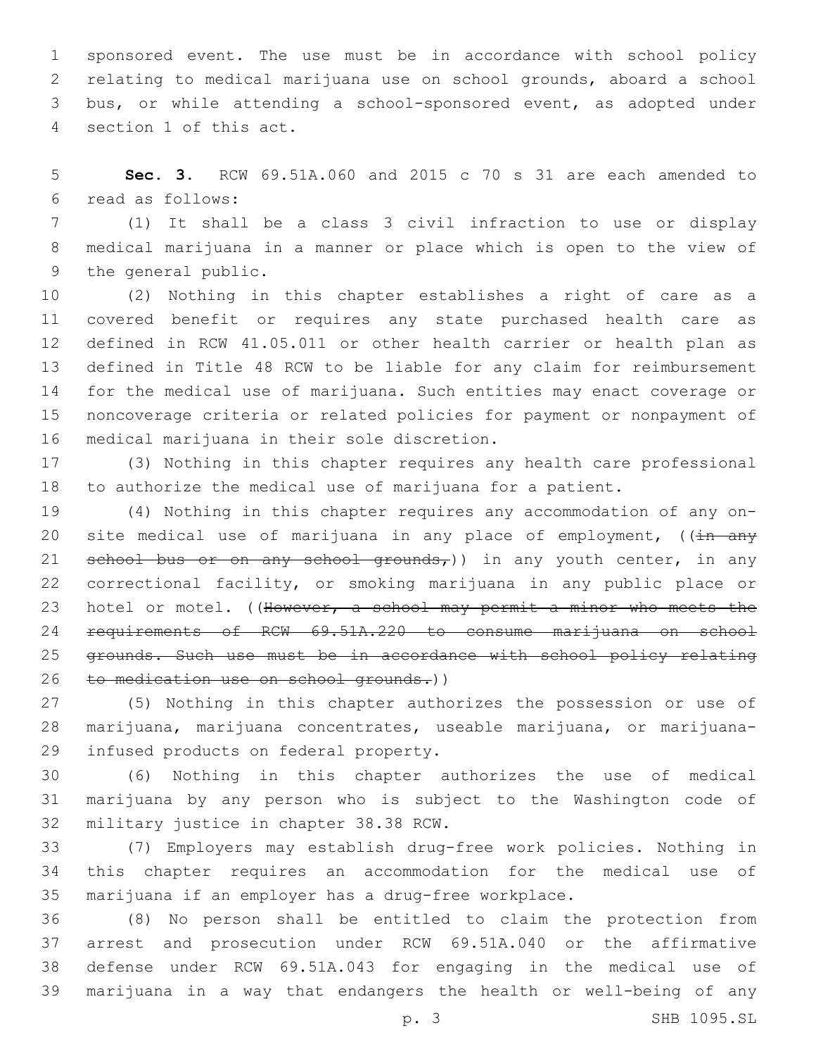sponsored event. The use must be in accordance with school policy relating to medical marijuana use on school grounds, aboard a school bus, or while attending a school-sponsored event, as adopted under section 1 of this act.

**Sec. 3.** RCW 69.51A.060 and 2015 c 70 s 31 are each amended to read as follows:

(1) It shall be a class 3 civil infraction to use or display medical marijuana in a manner or place which is open to the view of the general public.

(2) Nothing in this chapter establishes a right of care as a covered benefit or requires any state purchased health care as defined in RCW 41.05.011 or other health carrier or health plan as defined in Title 48 RCW to be liable for any claim for reimbursement for the medical use of marijuana. Such entities may enact coverage or noncoverage criteria or related policies for payment or nonpayment of medical marijuana in their sole discretion.

(3) Nothing in this chapter requires any health care professional to authorize the medical use of marijuana for a patient.

(4) Nothing in this chapter requires any accommodation of any on-site medical use of marijuana in any place of employment, ((~~in any school bus or on any school grounds,~~)) in any youth center, in any correctional facility, or smoking marijuana in any public place or hotel or motel. ((~~However, a school may permit a minor who meets the requirements of RCW 69.51A.220 to consume marijuana on school grounds. Such use must be in accordance with school policy relating to medication use on school grounds.~~))

(5) Nothing in this chapter authorizes the possession or use of marijuana, marijuana concentrates, useable marijuana, or marijuana-infused products on federal property.

(6) Nothing in this chapter authorizes the use of medical marijuana by any person who is subject to the Washington code of military justice in chapter 38.38 RCW.

(7) Employers may establish drug-free work policies. Nothing in this chapter requires an accommodation for the medical use of marijuana if an employer has a drug-free workplace.

(8) No person shall be entitled to claim the protection from arrest and prosecution under RCW 69.51A.040 or the affirmative defense under RCW 69.51A.043 for engaging in the medical use of marijuana in a way that endangers the health or well-being of any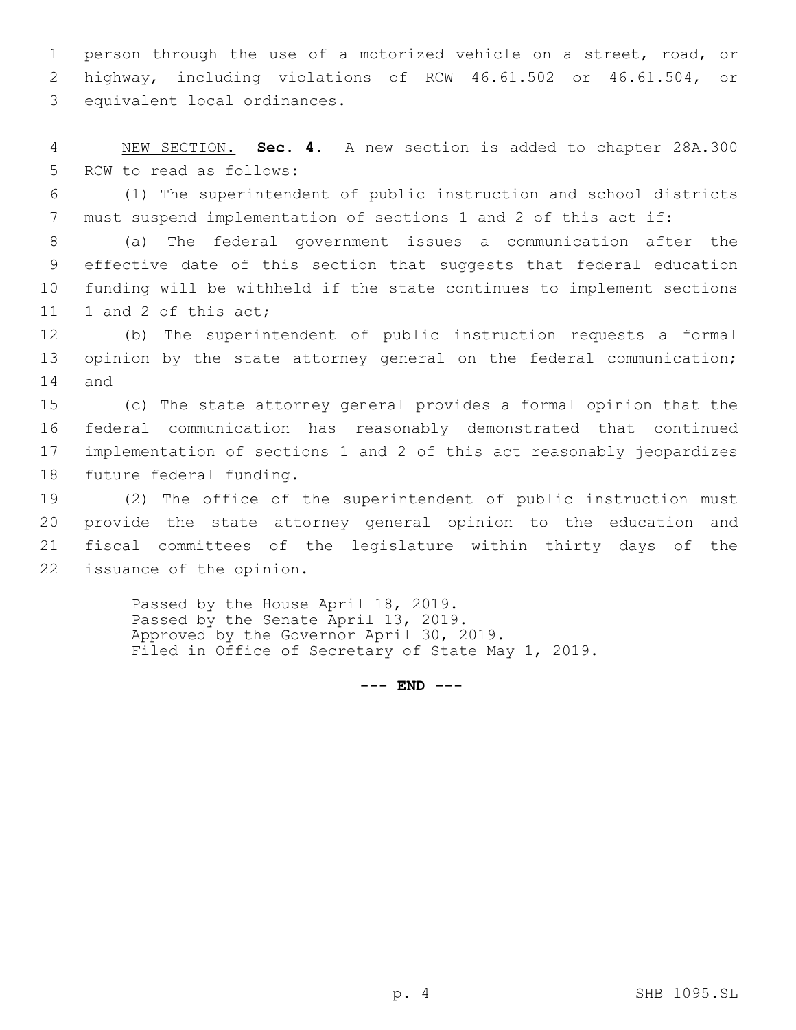person through the use of a motorized vehicle on a street, road, or highway, including violations of RCW 46.61.502 or 46.61.504, or equivalent local ordinances.

NEW SECTION. **Sec. 4.** A new section is added to chapter 28A.300 RCW to read as follows:

(1) The superintendent of public instruction and school districts must suspend implementation of sections 1 and 2 of this act if:

(a) The federal government issues a communication after the effective date of this section that suggests that federal education funding will be withheld if the state continues to implement sections 1 and 2 of this act;

(b) The superintendent of public instruction requests a formal opinion by the state attorney general on the federal communication; and

(c) The state attorney general provides a formal opinion that the federal communication has reasonably demonstrated that continued implementation of sections 1 and 2 of this act reasonably jeopardizes future federal funding.

(2) The office of the superintendent of public instruction must provide the state attorney general opinion to the education and fiscal committees of the legislature within thirty days of the issuance of the opinion.

Passed by the House April 18, 2019.
Passed by the Senate April 13, 2019.
Approved by the Governor April 30, 2019.
Filed in Office of Secretary of State May 1, 2019.

**--- END ---**